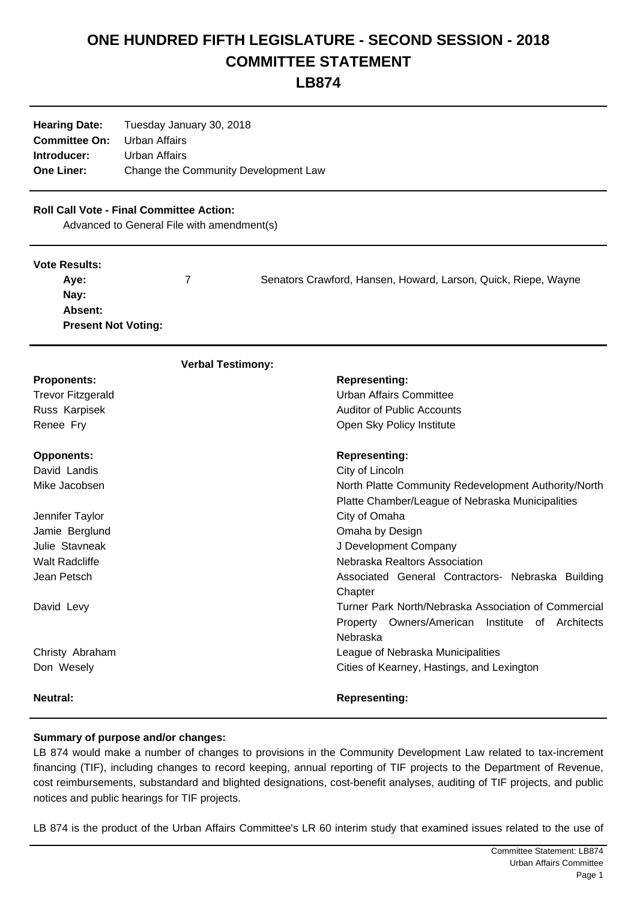# ONE HUNDRED FIFTH LEGISLATURE - SECOND SESSION - 2018
# COMMITTEE STATEMENT
# LB874

| | |
|---|---|
| **Hearing Date:** | Tuesday January 30, 2018 |
| **Committee On:** | Urban Affairs |
| **Introducer:** | Urban Affairs |
| **One Liner:** | Change the Community Development Law |

**Roll Call Vote - Final Committee Action:**

Advanced to General File with amendment(s)

**Vote Results:**

| | | |
|---|---|---|
| **Aye:** | 7 | Senators Crawford, Hansen, Howard, Larson, Quick, Riepe, Wayne |
| **Nay:** | | |
| **Absent:** | | |
| **Present Not Voting:** | | |

**Verbal Testimony:**

| **Proponents:** | **Representing:** |
|---|---|
| Trevor Fitzgerald | Urban Affairs Committee |
| Russ Karpisek | Auditor of Public Accounts |
| Renee Fry | Open Sky Policy Institute |

| **Opponents:** | **Representing:** |
|---|---|
| David Landis | City of Lincoln |
| Mike Jacobsen | North Platte Community Redevelopment Authority/North Platte Chamber/League of Nebraska Municipalities |
| Jennifer Taylor | City of Omaha |
| Jamie Berglund | Omaha by Design |
| Julie Stavneak | J Development Company |
| Walt Radcliffe | Nebraska Realtors Association |
| Jean Petsch | Associated General Contractors- Nebraska Building Chapter |
| David Levy | Turner Park North/Nebraska Association of Commercial Property Owners/American Institute of Architects Nebraska |
| Christy Abraham | League of Nebraska Municipalities |
| Don Wesely | Cities of Kearney, Hastings, and Lexington |

| **Neutral:** | **Representing:** |
|---|---|

**Summary of purpose and/or changes:**

LB 874 would make a number of changes to provisions in the Community Development Law related to tax-increment financing (TIF), including changes to record keeping, annual reporting of TIF projects to the Department of Revenue, cost reimbursements, substandard and blighted designations, cost-benefit analyses, auditing of TIF projects, and public notices and public hearings for TIF projects.

LB 874 is the product of the Urban Affairs Committee's LR 60 interim study that examined issues related to the use of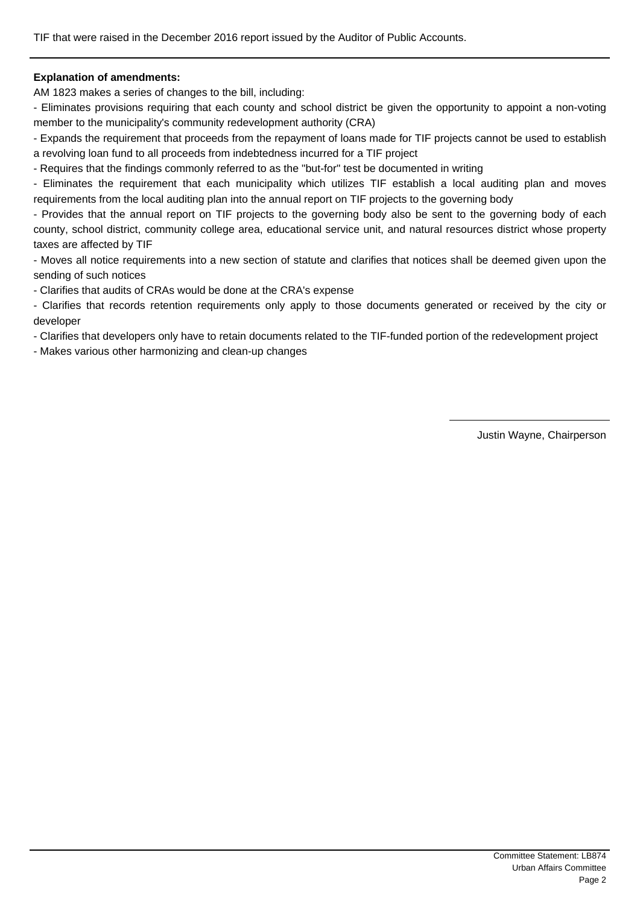TIF that were raised in the December 2016 report issued by the Auditor of Public Accounts.

---

**Explanation of amendments:**

AM 1823 makes a series of changes to the bill, including:

- Eliminates provisions requiring that each county and school district be given the opportunity to appoint a non-voting member to the municipality's community redevelopment authority (CRA)
- Expands the requirement that proceeds from the repayment of loans made for TIF projects cannot be used to establish a revolving loan fund to all proceeds from indebtedness incurred for a TIF project
- Requires that the findings commonly referred to as the "but-for" test be documented in writing
- Eliminates the requirement that each municipality which utilizes TIF establish a local auditing plan and moves requirements from the local auditing plan into the annual report on TIF projects to the governing body
- Provides that the annual report on TIF projects to the governing body also be sent to the governing body of each county, school district, community college area, educational service unit, and natural resources district whose property taxes are affected by TIF
- Moves all notice requirements into a new section of statute and clarifies that notices shall be deemed given upon the sending of such notices
- Clarifies that audits of CRAs would be done at the CRA's expense
- Clarifies that records retention requirements only apply to those documents generated or received by the city or developer
- Clarifies that developers only have to retain documents related to the TIF-funded portion of the redevelopment project
- Makes various other harmonizing and clean-up changes

Justin Wayne, Chairperson